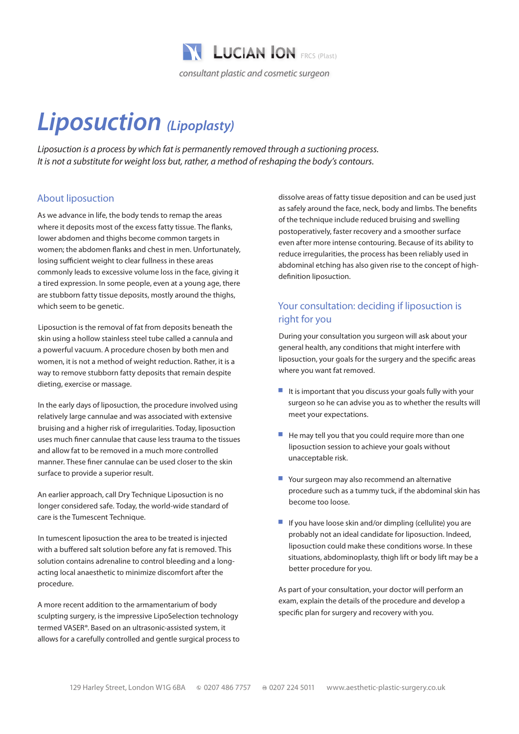LUCIAN ION FRCS (Plast)

*consultant plastic and cosmetic surgeon*

# *Liposuction (Lipoplasty)*

*Liposuction is a process by which fat is permanently removed through a suctioning process. It is not a substitute for weight loss but, rather, a method of reshaping the body's contours.*

## About liposuction

As we advance in life, the body tends to remap the areas where it deposits most of the excess fatty tissue. The flanks, lower abdomen and thighs become common targets in women; the abdomen flanks and chest in men. Unfortunately, losing sufficient weight to clear fullness in these areas commonly leads to excessive volume loss in the face, giving it a tired expression. In some people, even at a young age, there are stubborn fatty tissue deposits, mostly around the thighs, which seem to be genetic.

Liposuction is the removal of fat from deposits beneath the skin using a hollow stainless steel tube called a cannula and a powerful vacuum. A procedure chosen by both men and women, it is not a method of weight reduction. Rather, it is a way to remove stubborn fatty deposits that remain despite dieting, exercise or massage.

In the early days of liposuction, the procedure involved using relatively large cannulae and was associated with extensive bruising and a higher risk of irregularities. Today, liposuction uses much finer cannulae that cause less trauma to the tissues and allow fat to be removed in a much more controlled manner. These finer cannulae can be used closer to the skin surface to provide a superior result.

An earlier approach, call Dry Technique Liposuction is no longer considered safe. Today, the world-wide standard of care is the Tumescent Technique.

In tumescent liposuction the area to be treated is injected with a buffered salt solution before any fat is removed. This solution contains adrenaline to control bleeding and a long-acting local anaesthetic to minimize discomfort after the procedure.

A more recent addition to the armamentarium of body sculpting surgery, is the impressive LipoSelection technology termed VASER®. Based on an ultrasonic-assisted system, it allows for a carefully controlled and gentle surgical process to dissolve areas of fatty tissue deposition and can be used just as safely around the face, neck, body and limbs. The benefits of the technique include reduced bruising and swelling postoperatively, faster recovery and a smoother surface even after more intense contouring. Because of its ability to reduce irregularities, the process has been reliably used in abdominal etching has also given rise to the concept of high-definition liposuction.

## Your consultation: deciding if liposuction is right for you

During your consultation you surgeon will ask about your general health, any conditions that might interfere with liposuction, your goals for the surgery and the specific areas where you want fat removed.

- It is important that you discuss your goals fully with your surgeon so he can advise you as to whether the results will meet your expectations.
- He may tell you that you could require more than one liposuction session to achieve your goals without unacceptable risk.
- Your surgeon may also recommend an alternative procedure such as a tummy tuck, if the abdominal skin has become too loose.
- If you have loose skin and/or dimpling (cellulite) you are probably not an ideal candidate for liposuction. Indeed, liposuction could make these conditions worse. In these situations, abdominoplasty, thigh lift or body lift may be a better procedure for you.

As part of your consultation, your doctor will perform an exam, explain the details of the procedure and develop a specific plan for surgery and recovery with you.

129 Harley Street, London W1G 6BA   0207 486 7757   0207 224 5011   www.aesthetic-plastic-surgery.co.uk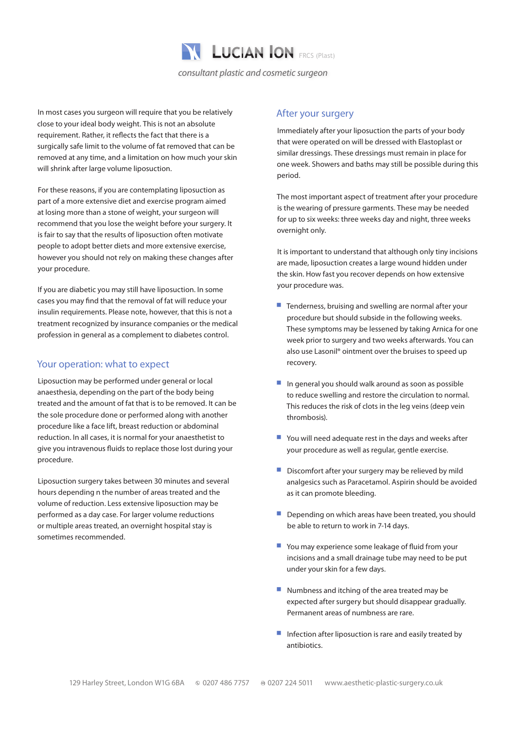In most cases you surgeon will require that you be relatively close to your ideal body weight. This is not an absolute requirement. Rather, it reflects the fact that there is a surgically safe limit to the volume of fat removed that can be removed at any time, and a limitation on how much your skin will shrink after large volume liposuction.

For these reasons, if you are contemplating liposuction as part of a more extensive diet and exercise program aimed at losing more than a stone of weight, your surgeon will recommend that you lose the weight before your surgery. It is fair to say that the results of liposuction often motivate people to adopt better diets and more extensive exercise, however you should not rely on making these changes after your procedure.

If you are diabetic you may still have liposuction. In some cases you may find that the removal of fat will reduce your insulin requirements. Please note, however, that this is not a treatment recognized by insurance companies or the medical profession in general as a complement to diabetes control.

## Your operation: what to expect

Liposuction may be performed under general or local anaesthesia, depending on the part of the body being treated and the amount of fat that is to be removed. It can be the sole procedure done or performed along with another procedure like a face lift, breast reduction or abdominal reduction. In all cases, it is normal for your anaesthetist to give you intravenous fluids to replace those lost during your procedure.

Liposuction surgery takes between 30 minutes and several hours depending n the number of areas treated and the volume of reduction. Less extensive liposuction may be performed as a day case. For larger volume reductions or multiple areas treated, an overnight hospital stay is sometimes recommended.

## After your surgery

Immediately after your liposuction the parts of your body that were operated on will be dressed with Elastoplast or similar dressings. These dressings must remain in place for one week. Showers and baths may still be possible during this period.

The most important aspect of treatment after your procedure is the wearing of pressure garments. These may be needed for up to six weeks: three weeks day and night, three weeks overnight only.

It is important to understand that although only tiny incisions are made, liposuction creates a large wound hidden under the skin. How fast you recover depends on how extensive your procedure was.

- Tenderness, bruising and swelling are normal after your procedure but should subside in the following weeks. These symptoms may be lessened by taking Arnica for one week prior to surgery and two weeks afterwards. You can also use Lasonil® ointment over the bruises to speed up recovery.

- In general you should walk around as soon as possible to reduce swelling and restore the circulation to normal. This reduces the risk of clots in the leg veins (deep vein thrombosis).

- You will need adequate rest in the days and weeks after your procedure as well as regular, gentle exercise.

- Discomfort after your surgery may be relieved by mild analgesics such as Paracetamol. Aspirin should be avoided as it can promote bleeding.

- Depending on which areas have been treated, you should be able to return to work in 7-14 days.

- You may experience some leakage of fluid from your incisions and a small drainage tube may need to be put under your skin for a few days.

- Numbness and itching of the area treated may be expected after surgery but should disappear gradually. Permanent areas of numbness are rare.

- Infection after liposuction is rare and easily treated by antibiotics.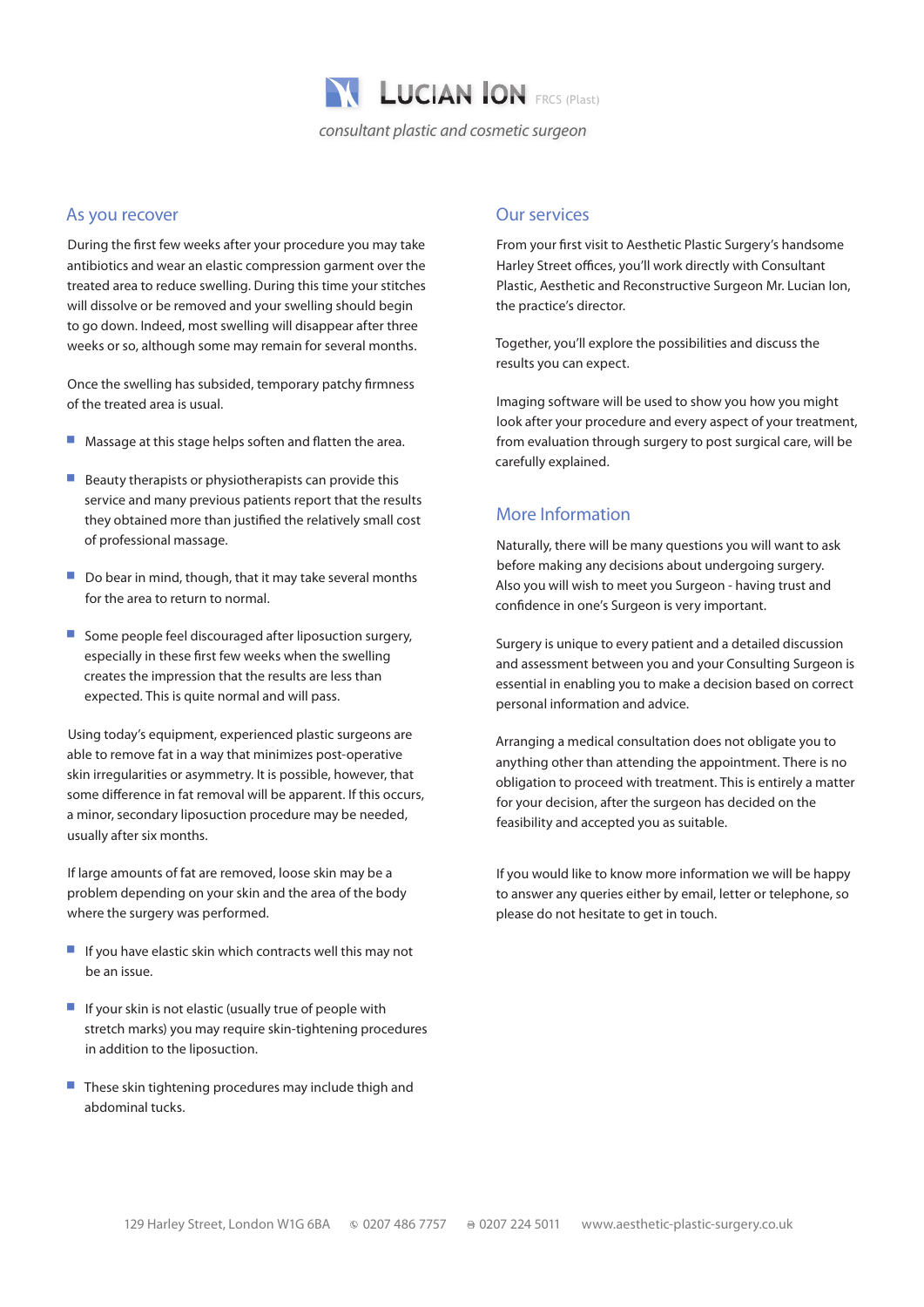# Lucian Ion FRCS (Plast)

*consultant plastic and cosmetic surgeon*

## As you recover

During the first few weeks after your procedure you may take antibiotics and wear an elastic compression garment over the treated area to reduce swelling. During this time your stitches will dissolve or be removed and your swelling should begin to go down. Indeed, most swelling will disappear after three weeks or so, although some may remain for several months.

Once the swelling has subsided, temporary patchy firmness of the treated area is usual.

- Massage at this stage helps soften and flatten the area.
- Beauty therapists or physiotherapists can provide this service and many previous patients report that the results they obtained more than justified the relatively small cost of professional massage.
- Do bear in mind, though, that it may take several months for the area to return to normal.
- Some people feel discouraged after liposuction surgery, especially in these first few weeks when the swelling creates the impression that the results are less than expected. This is quite normal and will pass.

Using today's equipment, experienced plastic surgeons are able to remove fat in a way that minimizes post-operative skin irregularities or asymmetry. It is possible, however, that some difference in fat removal will be apparent. If this occurs, a minor, secondary liposuction procedure may be needed, usually after six months.

If large amounts of fat are removed, loose skin may be a problem depending on your skin and the area of the body where the surgery was performed.

- If you have elastic skin which contracts well this may not be an issue.
- If your skin is not elastic (usually true of people with stretch marks) you may require skin-tightening procedures in addition to the liposuction.
- These skin tightening procedures may include thigh and abdominal tucks.

## Our services

From your first visit to Aesthetic Plastic Surgery's handsome Harley Street offices, you'll work directly with Consultant Plastic, Aesthetic and Reconstructive Surgeon Mr. Lucian Ion, the practice's director.

Together, you'll explore the possibilities and discuss the results you can expect.

Imaging software will be used to show you how you might look after your procedure and every aspect of your treatment, from evaluation through surgery to post surgical care, will be carefully explained.

## More Information

Naturally, there will be many questions you will want to ask before making any decisions about undergoing surgery. Also you will wish to meet you Surgeon - having trust and confidence in one's Surgeon is very important.

Surgery is unique to every patient and a detailed discussion and assessment between you and your Consulting Surgeon is essential in enabling you to make a decision based on correct personal information and advice.

Arranging a medical consultation does not obligate you to anything other than attending the appointment. There is no obligation to proceed with treatment. This is entirely a matter for your decision, after the surgeon has decided on the feasibility and accepted you as suitable.

If you would like to know more information we will be happy to answer any queries either by email, letter or telephone, so please do not hesitate to get in touch.

129 Harley Street, London W1G 6BA   ✆ 0207 486 7757   ☎ 0207 224 5011   www.aesthetic-plastic-surgery.co.uk